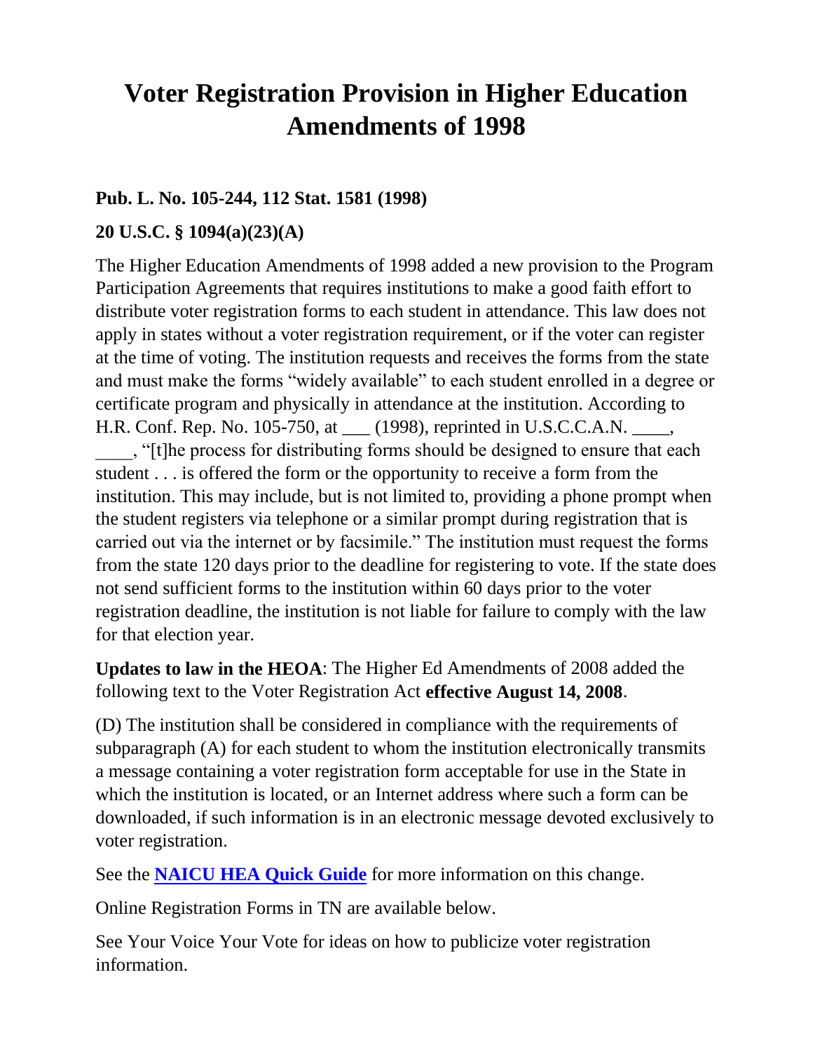# Voter Registration Provision in Higher Education Amendments of 1998

**Pub. L. No. 105-244, 112 Stat. 1581 (1998)**

**20 U.S.C. § 1094(a)(23)(A)**

The Higher Education Amendments of 1998 added a new provision to the Program Participation Agreements that requires institutions to make a good faith effort to distribute voter registration forms to each student in attendance. This law does not apply in states without a voter registration requirement, or if the voter can register at the time of voting. The institution requests and receives the forms from the state and must make the forms "widely available" to each student enrolled in a degree or certificate program and physically in attendance at the institution. According to H.R. Conf. Rep. No. 105-750, at ___ (1998), reprinted in U.S.C.C.A.N. ____, ____, "[t]he process for distributing forms should be designed to ensure that each student . . . is offered the form or the opportunity to receive a form from the institution. This may include, but is not limited to, providing a phone prompt when the student registers via telephone or a similar prompt during registration that is carried out via the internet or by facsimile." The institution must request the forms from the state 120 days prior to the deadline for registering to vote. If the state does not send sufficient forms to the institution within 60 days prior to the voter registration deadline, the institution is not liable for failure to comply with the law for that election year.

**Updates to law in the HEOA**: The Higher Ed Amendments of 2008 added the following text to the Voter Registration Act **effective August 14, 2008**.

(D) The institution shall be considered in compliance with the requirements of subparagraph (A) for each student to whom the institution electronically transmits a message containing a voter registration form acceptable for use in the State in which the institution is located, or an Internet address where such a form can be downloaded, if such information is in an electronic message devoted exclusively to voter registration.

See the **NAICU HEA Quick Guide** for more information on this change.

Online Registration Forms in TN are available below.

See Your Voice Your Vote for ideas on how to publicize voter registration information.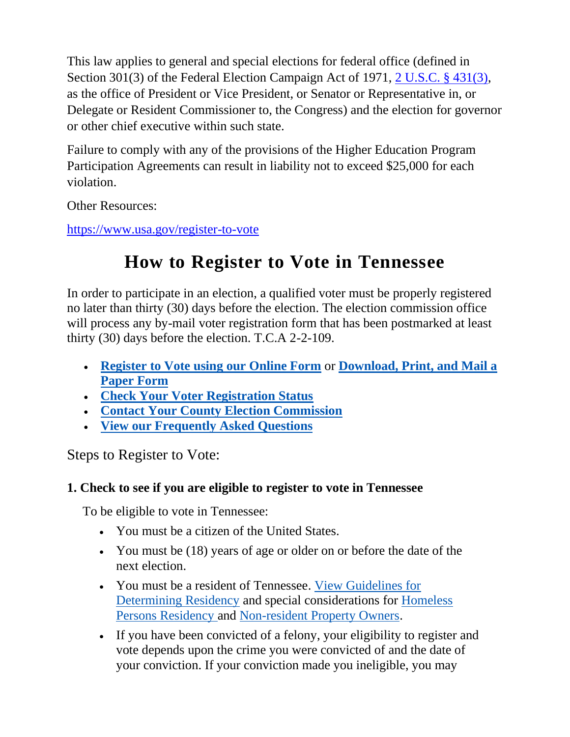This law applies to general and special elections for federal office (defined in Section 301(3) of the Federal Election Campaign Act of 1971, [2 U.S.C. § 431(3)](), as the office of President or Vice President, or Senator or Representative in, or Delegate or Resident Commissioner to, the Congress) and the election for governor or other chief executive within such state.

Failure to comply with any of the provisions of the Higher Education Program Participation Agreements can result in liability not to exceed $25,000 for each violation.

Other Resources:

[https://www.usa.gov/register-to-vote](https://www.usa.gov/register-to-vote)

# How to Register to Vote in Tennessee

In order to participate in an election, a qualified voter must be properly registered no later than thirty (30) days before the election. The election commission office will process any by-mail voter registration form that has been postmarked at least thirty (30) days before the election. T.C.A 2-2-109.

- **[Register to Vote using our Online Form]()** or **[Download, Print, and Mail a Paper Form]()**
- **[Check Your Voter Registration Status]()**
- **[Contact Your County Election Commission]()**
- **[View our Frequently Asked Questions]()**

Steps to Register to Vote:

### 1. Check to see if you are eligible to register to vote in Tennessee

To be eligible to vote in Tennessee:

- You must be a citizen of the United States.
- You must be (18) years of age or older on or before the date of the next election.
- You must be a resident of Tennessee. [View Guidelines for Determining Residency]() and special considerations for [Homeless Persons Residency]() and [Non-resident Property Owners]().
- If you have been convicted of a felony, your eligibility to register and vote depends upon the crime you were convicted of and the date of your conviction. If your conviction made you ineligible, you may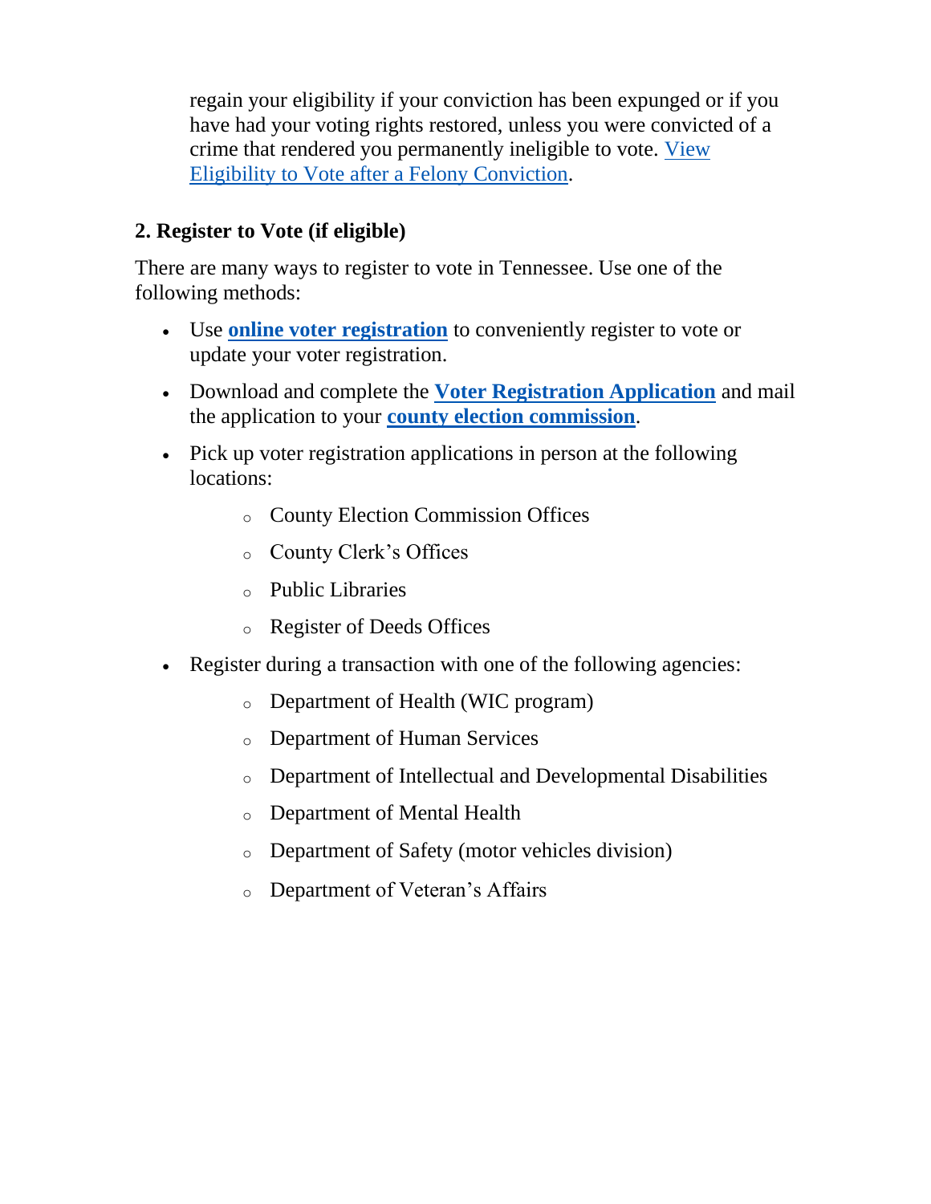regain your eligibility if your conviction has been expunged or if you have had your voting rights restored, unless you were convicted of a crime that rendered you permanently ineligible to vote. View Eligibility to Vote after a Felony Conviction.

**2. Register to Vote (if eligible)**

There are many ways to register to vote in Tennessee. Use one of the following methods:

- Use **online voter registration** to conveniently register to vote or update your voter registration.
- Download and complete the **Voter Registration Application** and mail the application to your **county election commission**.
- Pick up voter registration applications in person at the following locations:
  - County Election Commission Offices
  - County Clerk's Offices
  - Public Libraries
  - Register of Deeds Offices
- Register during a transaction with one of the following agencies:
  - Department of Health (WIC program)
  - Department of Human Services
  - Department of Intellectual and Developmental Disabilities
  - Department of Mental Health
  - Department of Safety (motor vehicles division)
  - Department of Veteran's Affairs